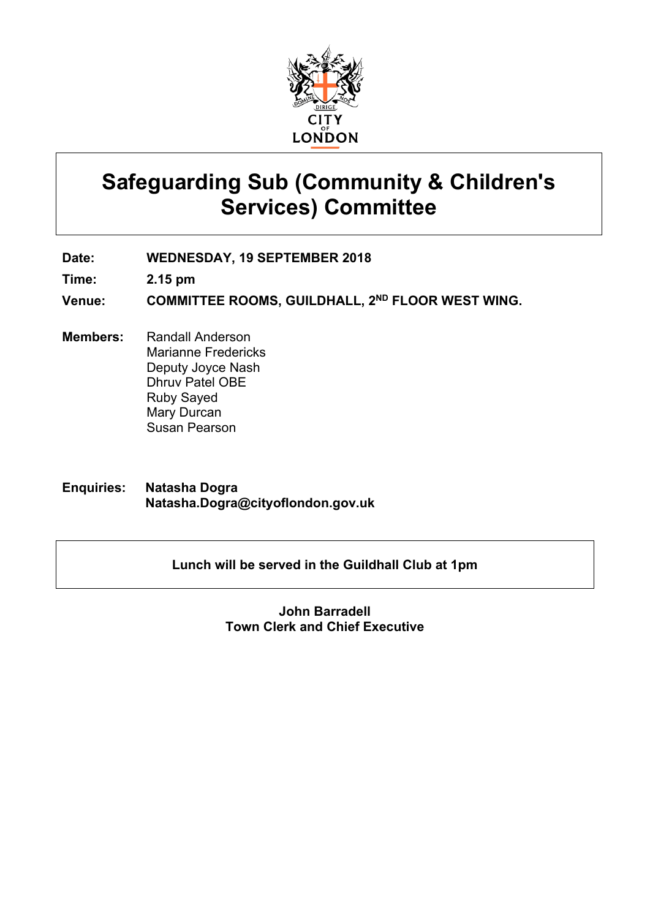CITY OF LONDON

# Safeguarding Sub (Community & Children's Services) Committee

**Date:** **WEDNESDAY, 19 SEPTEMBER 2018**

**Time:** **2.15 pm**

**Venue:** **COMMITTEE ROOMS, GUILDHALL, 2ND FLOOR WEST WING.**

**Members:**
Randall Anderson
Marianne Fredericks
Deputy Joyce Nash
Dhruv Patel OBE
Ruby Sayed
Mary Durcan
Susan Pearson

**Enquiries:** **Natasha Dogra**
**Natasha.Dogra@cityoflondon.gov.uk**

**Lunch will be served in the Guildhall Club at 1pm**

**John Barradell**
**Town Clerk and Chief Executive**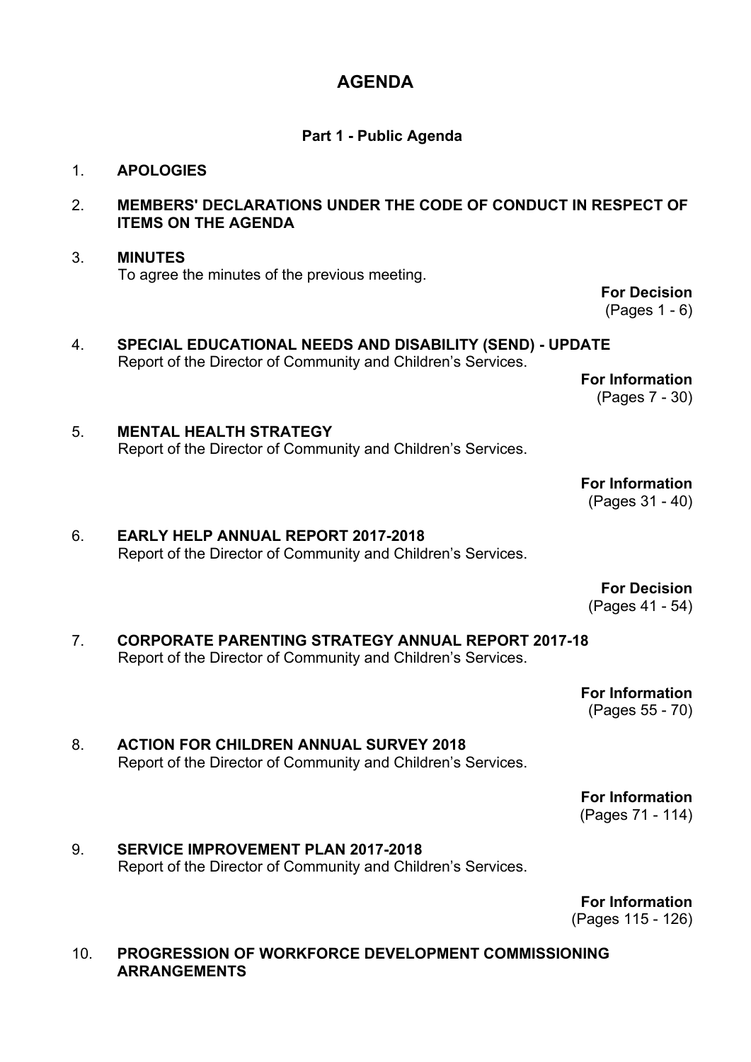# AGENDA

## Part 1 - Public Agenda

1. **APOLOGIES**

2. **MEMBERS' DECLARATIONS UNDER THE CODE OF CONDUCT IN RESPECT OF ITEMS ON THE AGENDA**

3. **MINUTES**
   To agree the minutes of the previous meeting.

   **For Decision**
   (Pages 1 - 6)

4. **SPECIAL EDUCATIONAL NEEDS AND DISABILITY (SEND) - UPDATE**
   Report of the Director of Community and Children's Services.

   **For Information**
   (Pages 7 - 30)

5. **MENTAL HEALTH STRATEGY**
   Report of the Director of Community and Children's Services.

   **For Information**
   (Pages 31 - 40)

6. **EARLY HELP ANNUAL REPORT 2017-2018**
   Report of the Director of Community and Children's Services.

   **For Decision**
   (Pages 41 - 54)

7. **CORPORATE PARENTING STRATEGY ANNUAL REPORT 2017-18**
   Report of the Director of Community and Children's Services.

   **For Information**
   (Pages 55 - 70)

8. **ACTION FOR CHILDREN ANNUAL SURVEY 2018**
   Report of the Director of Community and Children's Services.

   **For Information**
   (Pages 71 - 114)

9. **SERVICE IMPROVEMENT PLAN 2017-2018**
   Report of the Director of Community and Children's Services.

   **For Information**
   (Pages 115 - 126)

10. **PROGRESSION OF WORKFORCE DEVELOPMENT COMMISSIONING ARRANGEMENTS**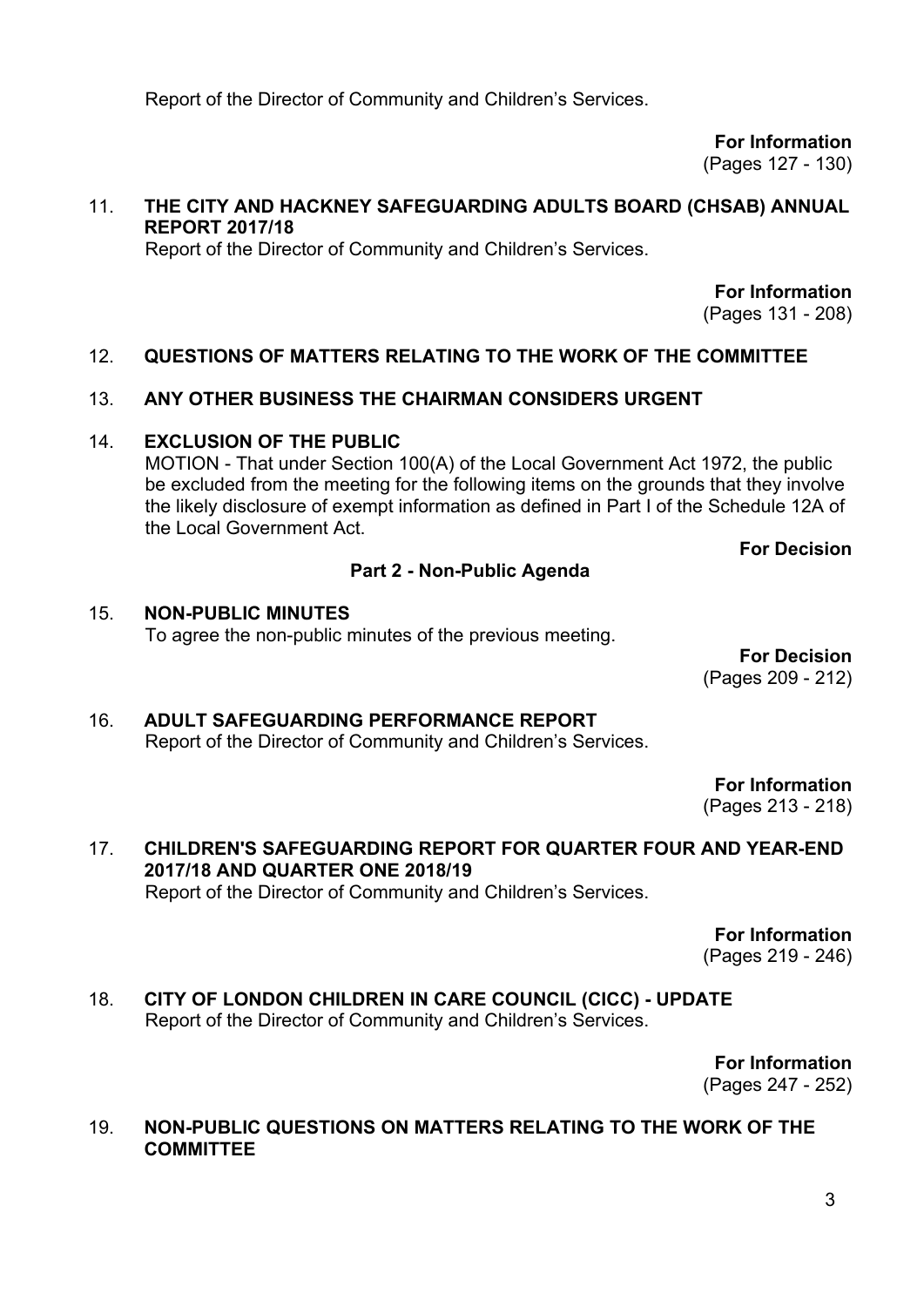Report of the Director of Community and Children's Services.

**For Information**
(Pages 127 - 130)

11. **THE CITY AND HACKNEY SAFEGUARDING ADULTS BOARD (CHSAB) ANNUAL REPORT 2017/18**
    Report of the Director of Community and Children's Services.

    **For Information**
    (Pages 131 - 208)

12. **QUESTIONS OF MATTERS RELATING TO THE WORK OF THE COMMITTEE**

13. **ANY OTHER BUSINESS THE CHAIRMAN CONSIDERS URGENT**

14. **EXCLUSION OF THE PUBLIC**
    MOTION - That under Section 100(A) of the Local Government Act 1972, the public be excluded from the meeting for the following items on the grounds that they involve the likely disclosure of exempt information as defined in Part I of the Schedule 12A of the Local Government Act.

    **For Decision**

**Part 2 - Non-Public Agenda**

15. **NON-PUBLIC MINUTES**
    To agree the non-public minutes of the previous meeting.

    **For Decision**
    (Pages 209 - 212)

16. **ADULT SAFEGUARDING PERFORMANCE REPORT**
    Report of the Director of Community and Children's Services.

    **For Information**
    (Pages 213 - 218)

17. **CHILDREN'S SAFEGUARDING REPORT FOR QUARTER FOUR AND YEAR-END 2017/18 AND QUARTER ONE 2018/19**
    Report of the Director of Community and Children's Services.

    **For Information**
    (Pages 219 - 246)

18. **CITY OF LONDON CHILDREN IN CARE COUNCIL (CICC) - UPDATE**
    Report of the Director of Community and Children's Services.

    **For Information**
    (Pages 247 - 252)

19. **NON-PUBLIC QUESTIONS ON MATTERS RELATING TO THE WORK OF THE COMMITTEE**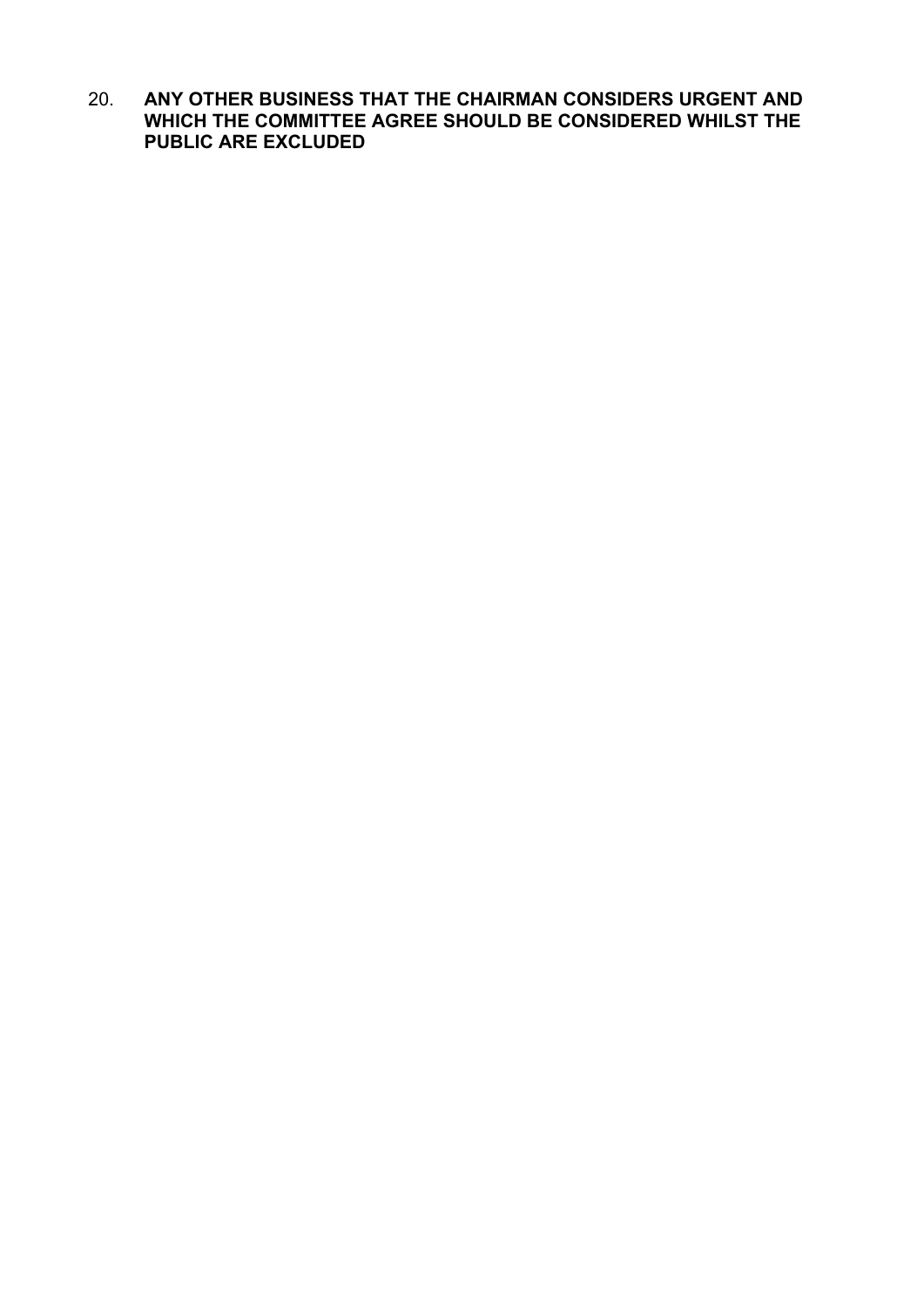20. **ANY OTHER BUSINESS THAT THE CHAIRMAN CONSIDERS URGENT AND WHICH THE COMMITTEE AGREE SHOULD BE CONSIDERED WHILST THE PUBLIC ARE EXCLUDED**